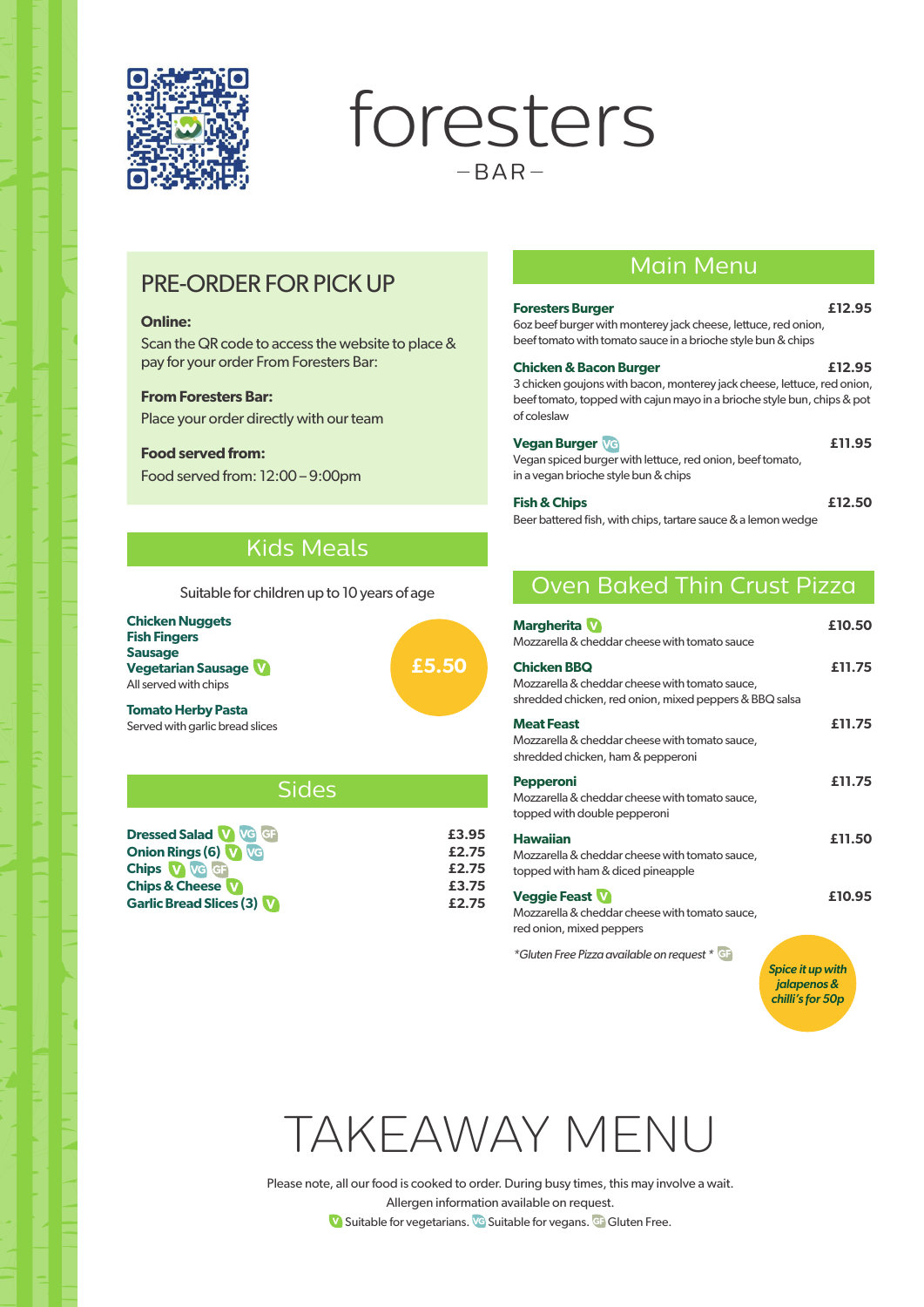# foresters

—BAR—

## PRE-ORDER FOR PICK UP

**Online:**
Scan the QR code to access the website to place & pay for your order From Foresters Bar:

**From Foresters Bar:**
Place your order directly with our team

**Food served from:**
Food served from: 12:00 – 9:00pm

## Kids Meals

Suitable for children up to 10 years of age

**£5.50**

**Chicken Nuggets**
**Fish Fingers**
**Sausage**
**Vegetarian Sausage** V
All served with chips

**Tomato Herby Pasta**
Served with garlic bread slices

## Sides

| Item | Price |
|---|---|
| **Dressed Salad** V VG GF | £3.95 |
| **Onion Rings (6)** V VG | £2.75 |
| **Chips** V VG GF | £2.75 |
| **Chips & Cheese** V | £3.75 |
| **Garlic Bread Slices (3)** V | £2.75 |

## Main Menu

**Foresters Burger** — £12.95
6oz beef burger with monterey jack cheese, lettuce, red onion, beef tomato with tomato sauce in a brioche style bun & chips

**Chicken & Bacon Burger** — £12.95
3 chicken goujons with bacon, monterey jack cheese, lettuce, red onion, beef tomato, topped with cajun mayo in a brioche style bun, chips & pot of coleslaw

**Vegan Burger** VG — £11.95
Vegan spiced burger with lettuce, red onion, beef tomato, in a vegan brioche style bun & chips

**Fish & Chips** — £12.50
Beer battered fish, with chips, tartare sauce & a lemon wedge

## Oven Baked Thin Crust Pizza

**Margherita** V — £10.50
Mozzarella & cheddar cheese with tomato sauce

**Chicken BBQ** — £11.75
Mozzarella & cheddar cheese with tomato sauce, shredded chicken, red onion, mixed peppers & BBQ salsa

**Meat Feast** — £11.75
Mozzarella & cheddar cheese with tomato sauce, shredded chicken, ham & pepperoni

**Pepperoni** — £11.75
Mozzarella & cheddar cheese with tomato sauce, topped with double pepperoni

**Hawaiian** — £11.50
Mozzarella & cheddar cheese with tomato sauce, topped with ham & diced pineapple

**Veggie Feast** V — £10.95
Mozzarella & cheddar cheese with tomato sauce, red onion, mixed peppers

*\*Gluten Free Pizza available on request \** GF

*Spice it up with jalapenos & chilli's for 50p*

# TAKEAWAY MENU

Please note, all our food is cooked to order. During busy times, this may involve a wait.
Allergen information available on request.
V Suitable for vegetarians. VG Suitable for vegans. GF Gluten Free.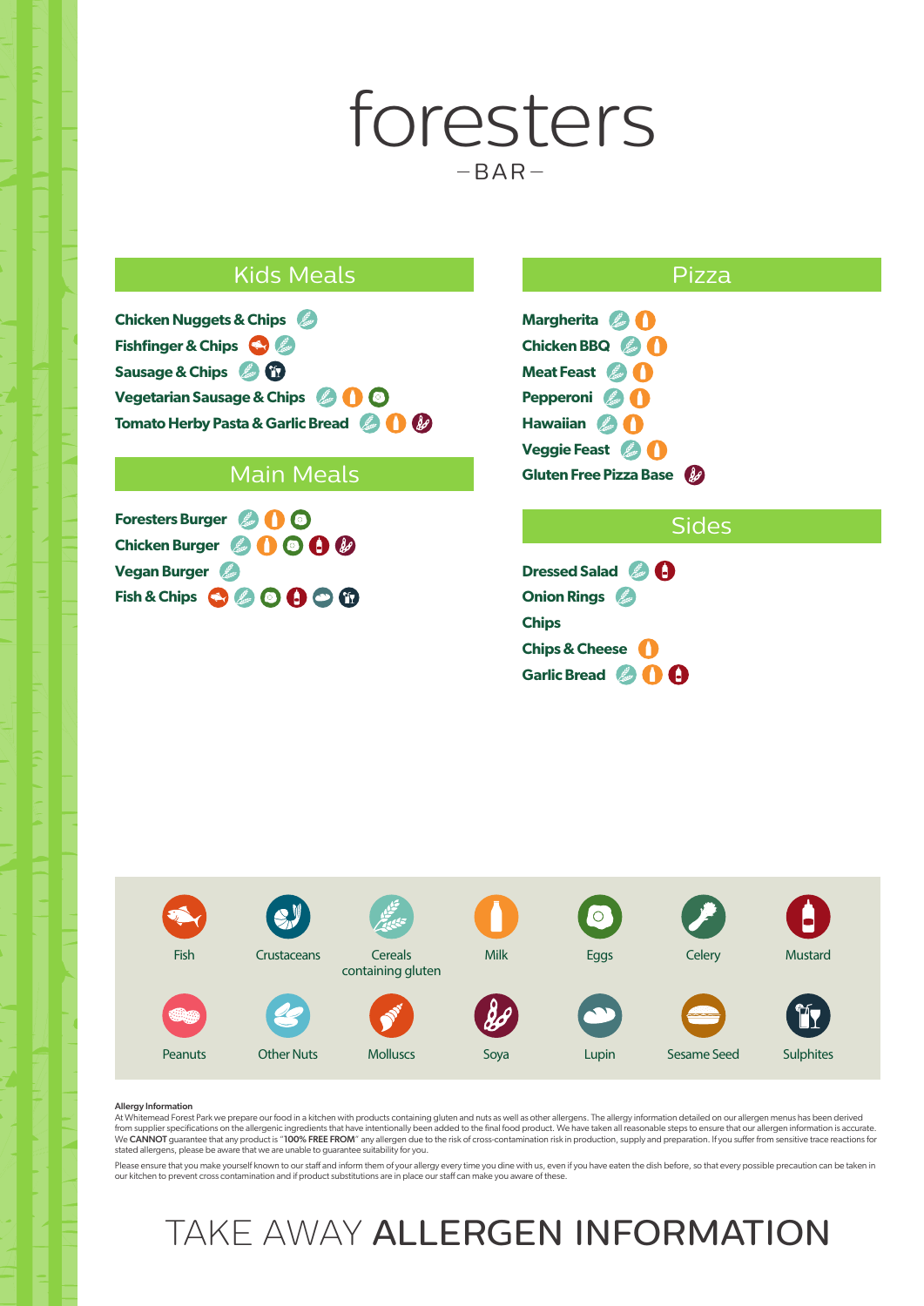# foresters

–BAR–

## Kids Meals

| Dish | Allergens |
| --- | --- |
| Chicken Nuggets & Chips | Cereals containing gluten |
| Fishfinger & Chips | Fish, Cereals containing gluten |
| Sausage & Chips | Cereals containing gluten, Sulphites |
| Vegetarian Sausage & Chips | Cereals containing gluten, Milk, Eggs |
| Tomato Herby Pasta & Garlic Bread | Cereals containing gluten, Milk, Soya |

## Main Meals

| Dish | Allergens |
| --- | --- |
| Foresters Burger | Cereals containing gluten, Milk, Eggs |
| Chicken Burger | Cereals containing gluten, Milk, Eggs, Mustard, Soya |
| Vegan Burger | Cereals containing gluten |
| Fish & Chips | Fish, Cereals containing gluten, Eggs, Mustard, Lupin, Sulphites |

## Pizza

| Dish | Allergens |
| --- | --- |
| Margherita | Cereals containing gluten, Milk |
| Chicken BBQ | Cereals containing gluten, Milk |
| Meat Feast | Cereals containing gluten, Milk |
| Pepperoni | Cereals containing gluten, Milk |
| Hawaiian | Cereals containing gluten, Milk |
| Veggie Feast | Cereals containing gluten, Milk |
| Gluten Free Pizza Base | Soya |

## Sides

| Dish | Allergens |
| --- | --- |
| Dressed Salad | Cereals containing gluten, Mustard |
| Onion Rings | Cereals containing gluten |
| Chips | |
| Chips & Cheese | Milk |
| Garlic Bread | Cereals containing gluten, Milk, Mustard |

Fish | Crustaceans | Cereals containing gluten | Milk | Eggs | Celery | Mustard

Peanuts | Other Nuts | Molluscs | Soya | Lupin | Sesame Seed | Sulphites

**Allergy Information**

At Whitemead Forest Park we prepare our food in a kitchen with products containing gluten and nuts as well as other allergens. The allergy information detailed on our allergen menus has been derived from supplier specifications on the allergenic ingredients that have intentionally been added to the final food product. We have taken all reasonable steps to ensure that our allergen information is accurate. We **CANNOT** guarantee that any product is "**100% FREE FROM**" any allergen due to the risk of cross-contamination risk in production, supply and preparation. If you suffer from sensitive trace reactions for stated allergens, please be aware that we are unable to guarantee suitability for you.

Please ensure that you make yourself known to our staff and inform them of your allergy every time you dine with us, even if you have eaten the dish before, so that every possible precaution can be taken in our kitchen to prevent cross contamination and if product substitutions are in place our staff can make you aware of these.

# TAKE AWAY **ALLERGEN INFORMATION**